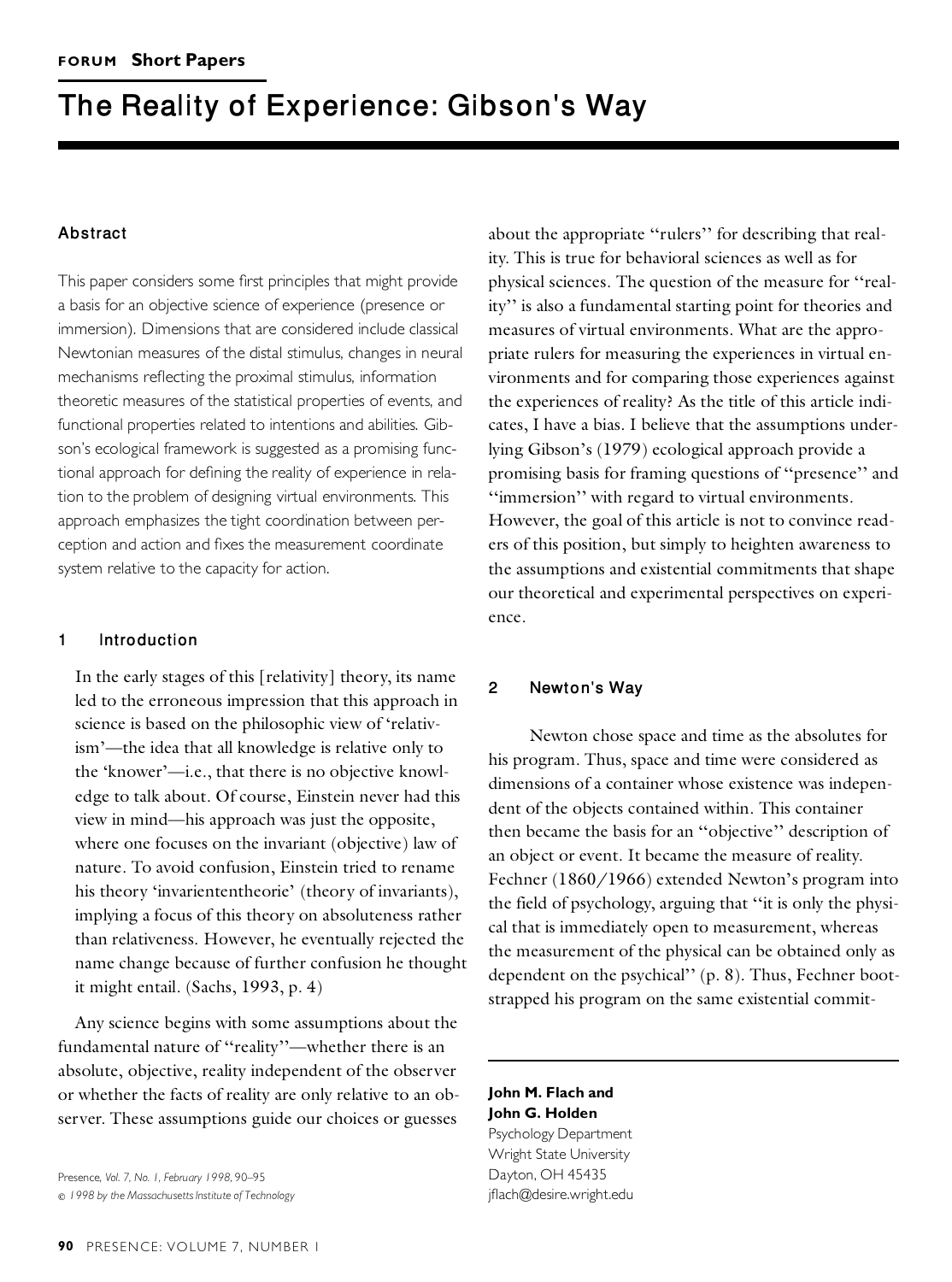**FORUM Short Papers**

# The Reality of Experience: Gibson's Way

John M. Flach and John G. Holden
Psychology Department
Wright State University
Dayton, OH 45435
jflach@desire.wright.edu

## Abstract

This paper considers some first principles that might provide a basis for an objective science of experience (presence or immersion). Dimensions that are considered include classical Newtonian measures of the distal stimulus, changes in neural mechanisms reflecting the proximal stimulus, information theoretic measures of the statistical properties of events, and functional properties related to intentions and abilities. Gibson's ecological framework is suggested as a promising functional approach for defining the reality of experience in relation to the problem of designing virtual environments. This approach emphasizes the tight coordination between perception and action and fixes the measurement coordinate system relative to the capacity for action.

## 1 Introduction

> In the early stages of this [relativity] theory, its name led to the erroneous impression that this approach in science is based on the philosophic view of 'relativism'—the idea that all knowledge is relative only to the 'knower'—i.e., that there is no objective knowledge to talk about. Of course, Einstein never had this view in mind—his approach was just the opposite, where one focuses on the invariant (objective) law of nature. To avoid confusion, Einstein tried to rename his theory 'invariententheorie' (theory of invariants), implying a focus of this theory on absoluteness rather than relativeness. However, he eventually rejected the name change because of further confusion he thought it might entail. (Sachs, 1993, p. 4)

Any science begins with some assumptions about the fundamental nature of "reality"—whether there is an absolute, objective, reality independent of the observer or whether the facts of reality are only relative to an observer. These assumptions guide our choices or guesses about the appropriate "rulers" for describing that reality. This is true for behavioral sciences as well as for physical sciences. The question of the measure for "reality" is also a fundamental starting point for theories and measures of virtual environments. What are the appropriate rulers for measuring the experiences in virtual environments and for comparing those experiences against the experiences of reality? As the title of this article indicates, I have a bias. I believe that the assumptions underlying Gibson's (1979) ecological approach provide a promising basis for framing questions of "presence" and "immersion" with regard to virtual environments. However, the goal of this article is not to convince readers of this position, but simply to heighten awareness to the assumptions and existential commitments that shape our theoretical and experimental perspectives on experience.

## 2 Newton's Way

Newton chose space and time as the absolutes for his program. Thus, space and time were considered as dimensions of a container whose existence was independent of the objects contained within. This container then became the basis for an "objective" description of an object or event. It became the measure of reality. Fechner (1860/1966) extended Newton's program into the field of psychology, arguing that "it is only the physical that is immediately open to measurement, whereas the measurement of the physical can be obtained only as dependent on the psychical" (p. 8). Thus, Fechner bootstrapped his program on the same existential commit-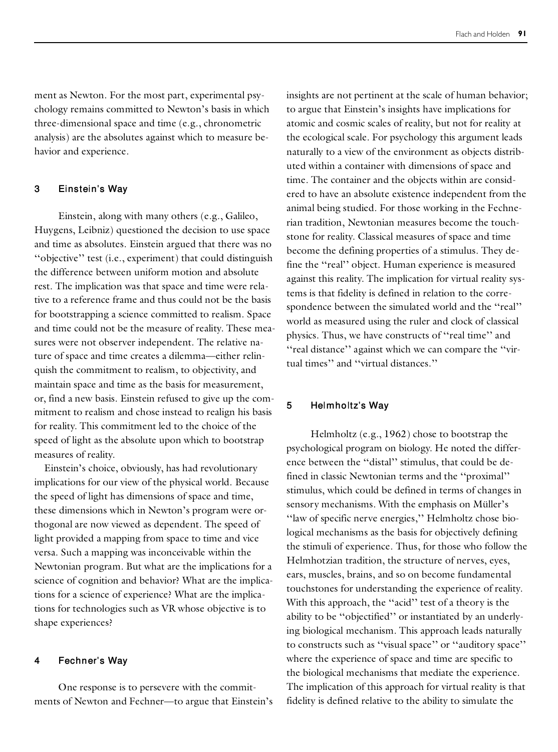ment as Newton. For the most part, experimental psychology remains committed to Newton's basis in which three-dimensional space and time (e.g., chronometric analysis) are the absolutes against which to measure behavior and experience.

## 3 Einstein's Way

Einstein, along with many others (e.g., Galileo, Huygens, Leibniz) questioned the decision to use space and time as absolutes. Einstein argued that there was no "objective" test (i.e., experiment) that could distinguish the difference between uniform motion and absolute rest. The implication was that space and time were relative to a reference frame and thus could not be the basis for bootstrapping a science committed to realism. Space and time could not be the measure of reality. These measures were not observer independent. The relative nature of space and time creates a dilemma—either relinquish the commitment to realism, to objectivity, and maintain space and time as the basis for measurement, or, find a new basis. Einstein refused to give up the commitment to realism and chose instead to realign his basis for reality. This commitment led to the choice of the speed of light as the absolute upon which to bootstrap measures of reality.

Einstein's choice, obviously, has had revolutionary implications for our view of the physical world. Because the speed of light has dimensions of space and time, these dimensions which in Newton's program were orthogonal are now viewed as dependent. The speed of light provided a mapping from space to time and vice versa. Such a mapping was inconceivable within the Newtonian program. But what are the implications for a science of cognition and behavior? What are the implications for a science of experience? What are the implications for technologies such as VR whose objective is to shape experiences?

## 4 Fechner's Way

One response is to persevere with the commitments of Newton and Fechner—to argue that Einstein's insights are not pertinent at the scale of human behavior; to argue that Einstein's insights have implications for atomic and cosmic scales of reality, but not for reality at the ecological scale. For psychology this argument leads naturally to a view of the environment as objects distributed within a container with dimensions of space and time. The container and the objects within are considered to have an absolute existence independent from the animal being studied. For those working in the Fechnerian tradition, Newtonian measures become the touchstone for reality. Classical measures of space and time become the defining properties of a stimulus. They define the "real" object. Human experience is measured against this reality. The implication for virtual reality systems is that fidelity is defined in relation to the correspondence between the simulated world and the "real" world as measured using the ruler and clock of classical physics. Thus, we have constructs of "real time" and "real distance" against which we can compare the "virtual times" and "virtual distances."

## 5 Helmholtz's Way

Helmholtz (e.g., 1962) chose to bootstrap the psychological program on biology. He noted the difference between the "distal" stimulus, that could be defined in classic Newtonian terms and the "proximal" stimulus, which could be defined in terms of changes in sensory mechanisms. With the emphasis on Müller's "law of specific nerve energies," Helmholtz chose biological mechanisms as the basis for objectively defining the stimuli of experience. Thus, for those who follow the Helmhotzian tradition, the structure of nerves, eyes, ears, muscles, brains, and so on become fundamental touchstones for understanding the experience of reality. With this approach, the "acid" test of a theory is the ability to be "objectified" or instantiated by an underlying biological mechanism. This approach leads naturally to constructs such as "visual space" or "auditory space" where the experience of space and time are specific to the biological mechanisms that mediate the experience. The implication of this approach for virtual reality is that fidelity is defined relative to the ability to simulate the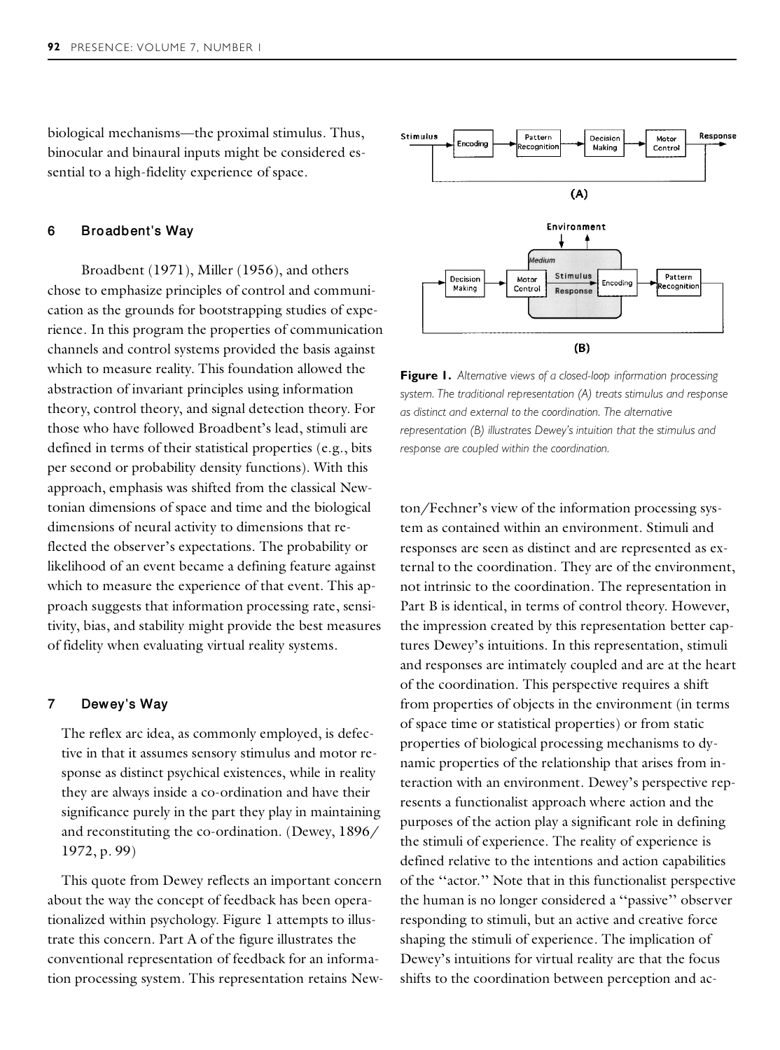biological mechanisms—the proximal stimulus. Thus, binocular and binaural inputs might be considered essential to a high-fidelity experience of space.

## 6 Broadbent's Way

Broadbent (1971), Miller (1956), and others chose to emphasize principles of control and communication as the grounds for bootstrapping studies of experience. In this program the properties of communication channels and control systems provided the basis against which to measure reality. This foundation allowed the abstraction of invariant principles using information theory, control theory, and signal detection theory. For those who have followed Broadbent's lead, stimuli are defined in terms of their statistical properties (e.g., bits per second or probability density functions). With this approach, emphasis was shifted from the classical Newtonian dimensions of space and time and the biological dimensions of neural activity to dimensions that reflected the observer's expectations. The probability or likelihood of an event became a defining feature against which to measure the experience of that event. This approach suggests that information processing rate, sensitivity, bias, and stability might provide the best measures of fidelity when evaluating virtual reality systems.

## 7 Dewey's Way

> The reflex arc idea, as commonly employed, is defective in that it assumes sensory stimulus and motor response as distinct psychical existences, while in reality they are always inside a co-ordination and have their significance purely in the part they play in maintaining and reconstituting the co-ordination. (Dewey, 1896/1972, p. 99)

This quote from Dewey reflects an important concern about the way the concept of feedback has been operationalized within psychology. Figure 1 attempts to illustrate this concern. Part A of the figure illustrates the conventional representation of feedback for an information processing system. This representation retains Newton/Fechner's view of the information processing system as contained within an environment. Stimuli and responses are seen as distinct and are represented as external to the coordination. They are of the environment, not intrinsic to the coordination. The representation in Part B is identical, in terms of control theory. However, the impression created by this representation better captures Dewey's intuitions. In this representation, stimuli and responses are intimately coupled and are at the heart of the coordination. This perspective requires a shift from properties of objects in the environment (in terms of space time or statistical properties) or from static properties of biological processing mechanisms to dynamic properties of the relationship that arises from interaction with an environment. Dewey's perspective represents a functionalist approach where action and the purposes of the action play a significant role in defining the stimuli of experience. The reality of experience is defined relative to the intentions and action capabilities of the "actor." Note that in this functionalist perspective the human is no longer considered a "passive" observer responding to stimuli, but an active and creative force shaping the stimuli of experience. The implication of Dewey's intuitions for virtual reality are that the focus shifts to the coordination between perception and ac-

**Figure 1.** *Alternative views of a closed-loop information processing system. The traditional representation (A) treats stimulus and response as distinct and external to the coordination. The alternative representation (B) illustrates Dewey's intuition that the stimulus and response are coupled within the coordination.*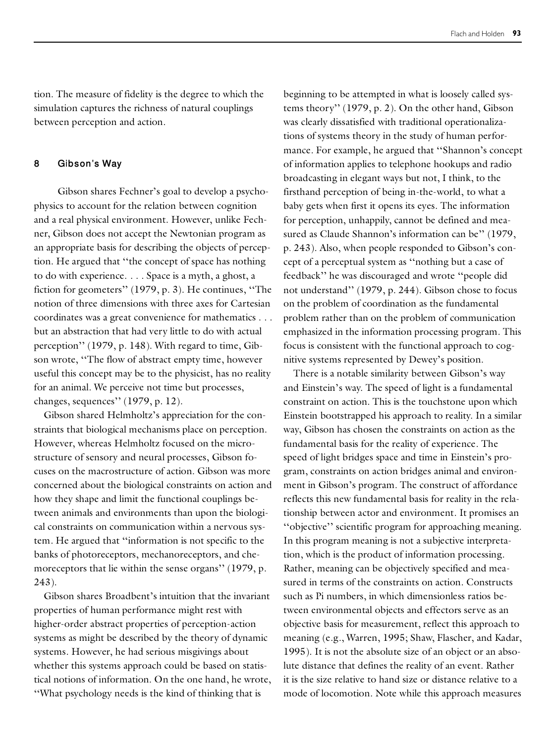tion. The measure of fidelity is the degree to which the simulation captures the richness of natural couplings between perception and action.

## 8 Gibson's Way

Gibson shares Fechner's goal to develop a psychophysics to account for the relation between cognition and a real physical environment. However, unlike Fechner, Gibson does not accept the Newtonian program as an appropriate basis for describing the objects of perception. He argued that "the concept of space has nothing to do with experience. . . . Space is a myth, a ghost, a fiction for geometers" (1979, p. 3). He continues, "The notion of three dimensions with three axes for Cartesian coordinates was a great convenience for mathematics . . . but an abstraction that had very little to do with actual perception" (1979, p. 148). With regard to time, Gibson wrote, "The flow of abstract empty time, however useful this concept may be to the physicist, has no reality for an animal. We perceive not time but processes, changes, sequences" (1979, p. 12).

Gibson shared Helmholtz's appreciation for the constraints that biological mechanisms place on perception. However, whereas Helmholtz focused on the microstructure of sensory and neural processes, Gibson focuses on the macrostructure of action. Gibson was more concerned about the biological constraints on action and how they shape and limit the functional couplings between animals and environments than upon the biological constraints on communication within a nervous system. He argued that "information is not specific to the banks of photoreceptors, mechanoreceptors, and chemoreceptors that lie within the sense organs" (1979, p. 243).

Gibson shares Broadbent's intuition that the invariant properties of human performance might rest with higher-order abstract properties of perception-action systems as might be described by the theory of dynamic systems. However, he had serious misgivings about whether this systems approach could be based on statistical notions of information. On the one hand, he wrote, "What psychology needs is the kind of thinking that is beginning to be attempted in what is loosely called systems theory" (1979, p. 2). On the other hand, Gibson was clearly dissatisfied with traditional operationalizations of systems theory in the study of human performance. For example, he argued that "Shannon's concept of information applies to telephone hookups and radio broadcasting in elegant ways but not, I think, to the firsthand perception of being in-the-world, to what a baby gets when first it opens its eyes. The information for perception, unhappily, cannot be defined and measured as Claude Shannon's information can be" (1979, p. 243). Also, when people responded to Gibson's concept of a perceptual system as "nothing but a case of feedback" he was discouraged and wrote "people did not understand" (1979, p. 244). Gibson chose to focus on the problem of coordination as the fundamental problem rather than on the problem of communication emphasized in the information processing program. This focus is consistent with the functional approach to cognitive systems represented by Dewey's position.

There is a notable similarity between Gibson's way and Einstein's way. The speed of light is a fundamental constraint on action. This is the touchstone upon which Einstein bootstrapped his approach to reality. In a similar way, Gibson has chosen the constraints on action as the fundamental basis for the reality of experience. The speed of light bridges space and time in Einstein's program, constraints on action bridges animal and environment in Gibson's program. The construct of affordance reflects this new fundamental basis for reality in the relationship between actor and environment. It promises an "objective" scientific program for approaching meaning. In this program meaning is not a subjective interpretation, which is the product of information processing. Rather, meaning can be objectively specified and measured in terms of the constraints on action. Constructs such as Pi numbers, in which dimensionless ratios between environmental objects and effectors serve as an objective basis for measurement, reflect this approach to meaning (e.g., Warren, 1995; Shaw, Flascher, and Kadar, 1995). It is not the absolute size of an object or an absolute distance that defines the reality of an event. Rather it is the size relative to hand size or distance relative to a mode of locomotion. Note while this approach measures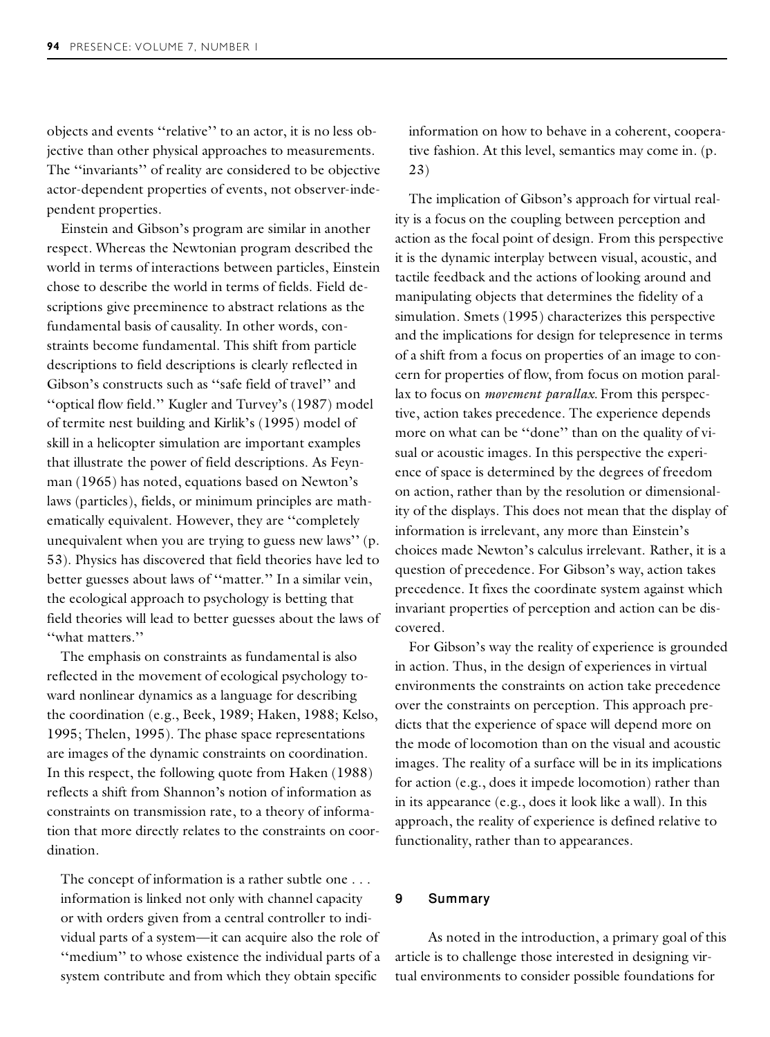objects and events "relative" to an actor, it is no less objective than other physical approaches to measurements. The "invariants" of reality are considered to be objective actor-dependent properties of events, not observer-independent properties.

Einstein and Gibson's program are similar in another respect. Whereas the Newtonian program described the world in terms of interactions between particles, Einstein chose to describe the world in terms of fields. Field descriptions give preeminence to abstract relations as the fundamental basis of causality. In other words, constraints become fundamental. This shift from particle descriptions to field descriptions is clearly reflected in Gibson's constructs such as "safe field of travel" and "optical flow field." Kugler and Turvey's (1987) model of termite nest building and Kirlik's (1995) model of skill in a helicopter simulation are important examples that illustrate the power of field descriptions. As Feynman (1965) has noted, equations based on Newton's laws (particles), fields, or minimum principles are mathematically equivalent. However, they are "completely unequivalent when you are trying to guess new laws" (p. 53). Physics has discovered that field theories have led to better guesses about laws of "matter." In a similar vein, the ecological approach to psychology is betting that field theories will lead to better guesses about the laws of "what matters."

The emphasis on constraints as fundamental is also reflected in the movement of ecological psychology toward nonlinear dynamics as a language for describing the coordination (e.g., Beek, 1989; Haken, 1988; Kelso, 1995; Thelen, 1995). The phase space representations are images of the dynamic constraints on coordination. In this respect, the following quote from Haken (1988) reflects a shift from Shannon's notion of information as constraints on transmission rate, to a theory of information that more directly relates to the constraints on coordination.

> The concept of information is a rather subtle one . . . information is linked not only with channel capacity or with orders given from a central controller to individual parts of a system—it can acquire also the role of "medium" to whose existence the individual parts of a system contribute and from which they obtain specific information on how to behave in a coherent, cooperative fashion. At this level, semantics may come in. (p. 23)

The implication of Gibson's approach for virtual reality is a focus on the coupling between perception and action as the focal point of design. From this perspective it is the dynamic interplay between visual, acoustic, and tactile feedback and the actions of looking around and manipulating objects that determines the fidelity of a simulation. Smets (1995) characterizes this perspective and the implications for design for telepresence in terms of a shift from a focus on properties of an image to concern for properties of flow, from focus on motion parallax to focus on *movement parallax*. From this perspective, action takes precedence. The experience depends more on what can be "done" than on the quality of visual or acoustic images. In this perspective the experience of space is determined by the degrees of freedom on action, rather than by the resolution or dimensionality of the displays. This does not mean that the display of information is irrelevant, any more than Einstein's choices made Newton's calculus irrelevant. Rather, it is a question of precedence. For Gibson's way, action takes precedence. It fixes the coordinate system against which invariant properties of perception and action can be discovered.

For Gibson's way the reality of experience is grounded in action. Thus, in the design of experiences in virtual environments the constraints on action take precedence over the constraints on perception. This approach predicts that the experience of space will depend more on the mode of locomotion than on the visual and acoustic images. The reality of a surface will be in its implications for action (e.g., does it impede locomotion) rather than in its appearance (e.g., does it look like a wall). In this approach, the reality of experience is defined relative to functionality, rather than to appearances.

## 9 Summary

As noted in the introduction, a primary goal of this article is to challenge those interested in designing virtual environments to consider possible foundations for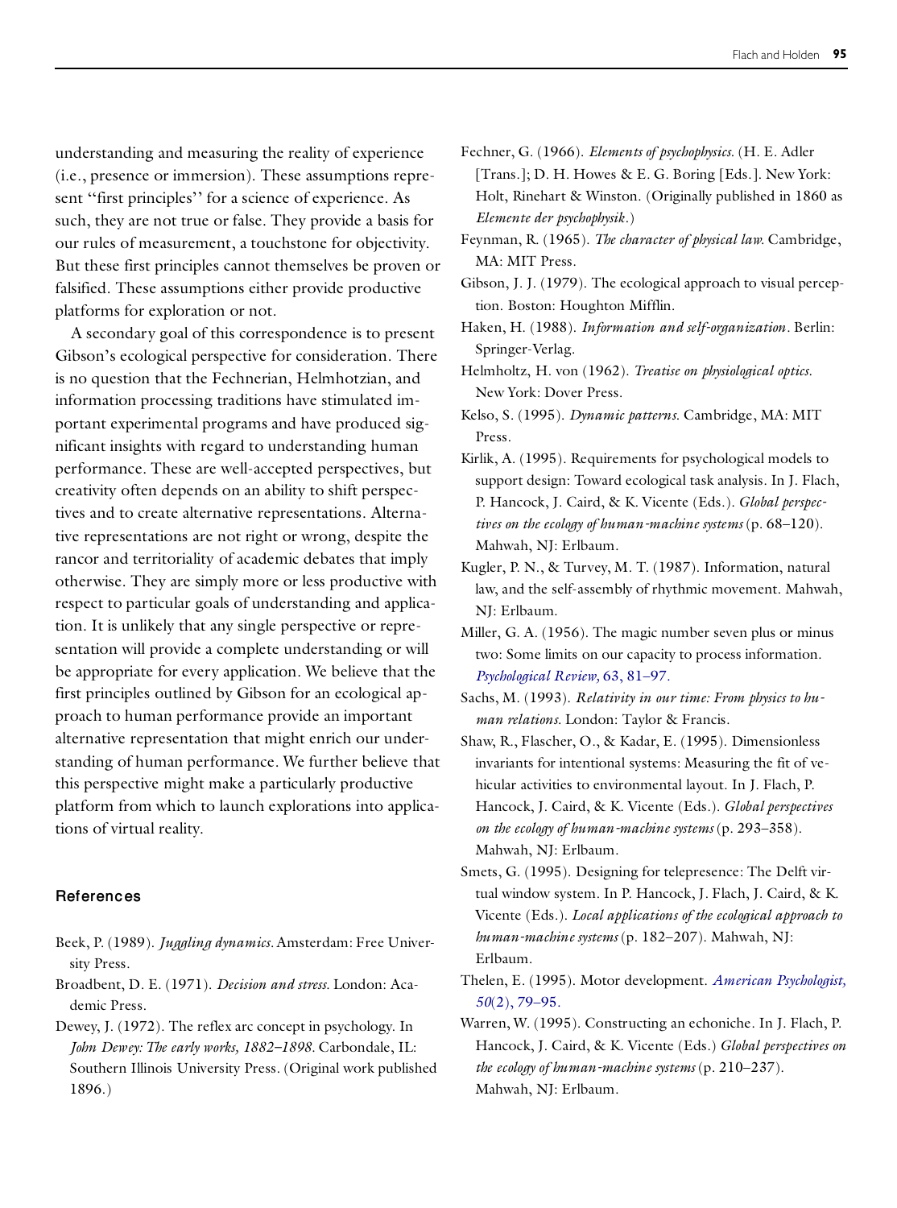understanding and measuring the reality of experience (i.e., presence or immersion). These assumptions represent "first principles" for a science of experience. As such, they are not true or false. They provide a basis for our rules of measurement, a touchstone for objectivity. But these first principles cannot themselves be proven or falsified. These assumptions either provide productive platforms for exploration or not.

A secondary goal of this correspondence is to present Gibson's ecological perspective for consideration. There is no question that the Fechnerian, Helmhotzian, and information processing traditions have stimulated important experimental programs and have produced significant insights with regard to understanding human performance. These are well-accepted perspectives, but creativity often depends on an ability to shift perspectives and to create alternative representations. Alternative representations are not right or wrong, despite the rancor and territoriality of academic debates that imply otherwise. They are simply more or less productive with respect to particular goals of understanding and application. It is unlikely that any single perspective or representation will provide a complete understanding or will be appropriate for every application. We believe that the first principles outlined by Gibson for an ecological approach to human performance provide an important alternative representation that might enrich our understanding of human performance. We further believe that this perspective might make a particularly productive platform from which to launch explorations into applications of virtual reality.

## References

Beek, P. (1989). *Juggling dynamics.* Amsterdam: Free University Press.

Broadbent, D. E. (1971). *Decision and stress.* London: Academic Press.

Dewey, J. (1972). The reflex arc concept in psychology. In *John Dewey: The early works, 1882–1898.* Carbondale, IL: Southern Illinois University Press. (Original work published 1896.)

Fechner, G. (1966). *Elements of psychophysics.* (H. E. Adler [Trans.]; D. H. Howes & E. G. Boring [Eds.]. New York: Holt, Rinehart & Winston. (Originally published in 1860 as *Elemente der psychophysik.*)

Feynman, R. (1965). *The character of physical law.* Cambridge, MA: MIT Press.

Gibson, J. J. (1979). The ecological approach to visual perception. Boston: Houghton Mifflin.

Haken, H. (1988). *Information and self-organization.* Berlin: Springer-Verlag.

Helmholtz, H. von (1962). *Treatise on physiological optics.* New York: Dover Press.

Kelso, S. (1995). *Dynamic patterns.* Cambridge, MA: MIT Press.

Kirlik, A. (1995). Requirements for psychological models to support design: Toward ecological task analysis. In J. Flach, P. Hancock, J. Caird, & K. Vicente (Eds.). *Global perspectives on the ecology of human-machine systems* (p. 68–120). Mahwah, NJ: Erlbaum.

Kugler, P. N., & Turvey, M. T. (1987). Information, natural law, and the self-assembly of rhythmic movement. Mahwah, NJ: Erlbaum.

Miller, G. A. (1956). The magic number seven plus or minus two: Some limits on our capacity to process information. *Psychological Review,* 63, 81–97.

Sachs, M. (1993). *Relativity in our time: From physics to human relations.* London: Taylor & Francis.

Shaw, R., Flascher, O., & Kadar, E. (1995). Dimensionless invariants for intentional systems: Measuring the fit of vehicular activities to environmental layout. In J. Flach, P. Hancock, J. Caird, & K. Vicente (Eds.). *Global perspectives on the ecology of human-machine systems* (p. 293–358). Mahwah, NJ: Erlbaum.

Smets, G. (1995). Designing for telepresence: The Delft virtual window system. In P. Hancock, J. Flach, J. Caird, & K. Vicente (Eds.). *Local applications of the ecological approach to human-machine systems* (p. 182–207). Mahwah, NJ: Erlbaum.

Thelen, E. (1995). Motor development. *American Psychologist, 50*(2), 79–95.

Warren, W. (1995). Constructing an echoniche. In J. Flach, P. Hancock, J. Caird, & K. Vicente (Eds.) *Global perspectives on the ecology of human-machine systems* (p. 210–237). Mahwah, NJ: Erlbaum.